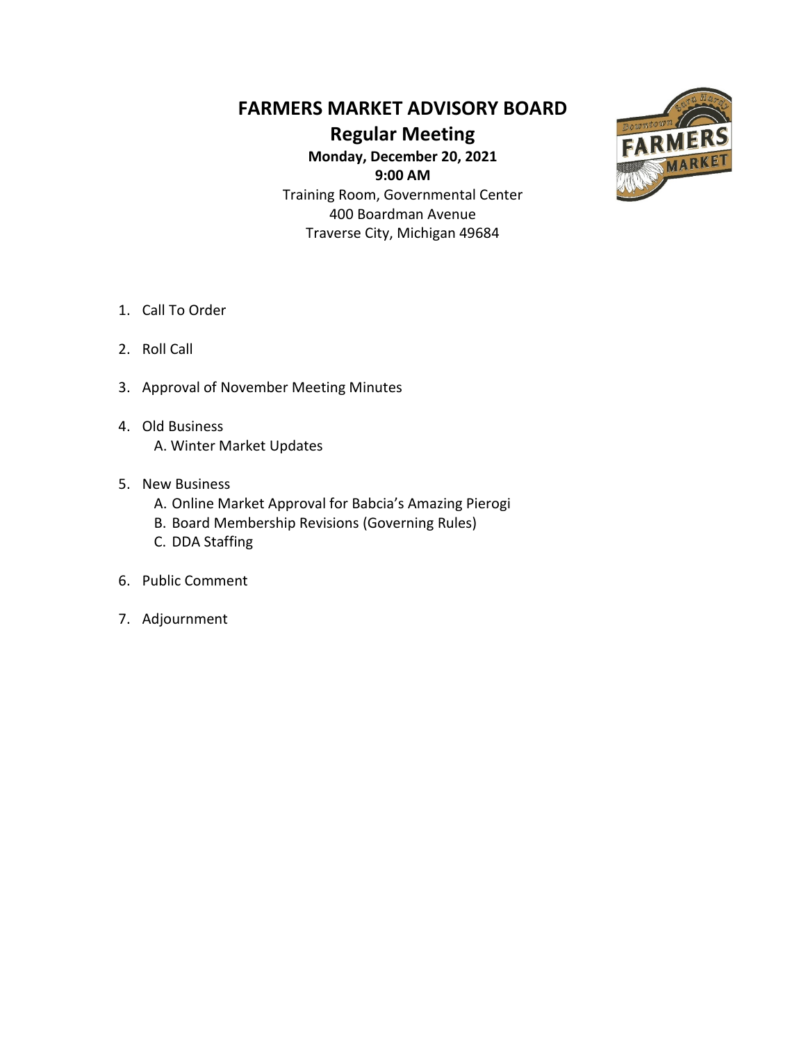# FARMERS MARKET ADVISORY BOARD

## Regular Meeting

**Monday, December 20, 2021**
**9:00 AM**

Training Room, Governmental Center
400 Boardman Avenue
Traverse City, Michigan 49684

1. Call To Order
2. Roll Call
3. Approval of November Meeting Minutes
4. Old Business
   A. Winter Market Updates
5. New Business
   A. Online Market Approval for Babcia's Amazing Pierogi
   B. Board Membership Revisions (Governing Rules)
   C. DDA Staffing
6. Public Comment
7. Adjournment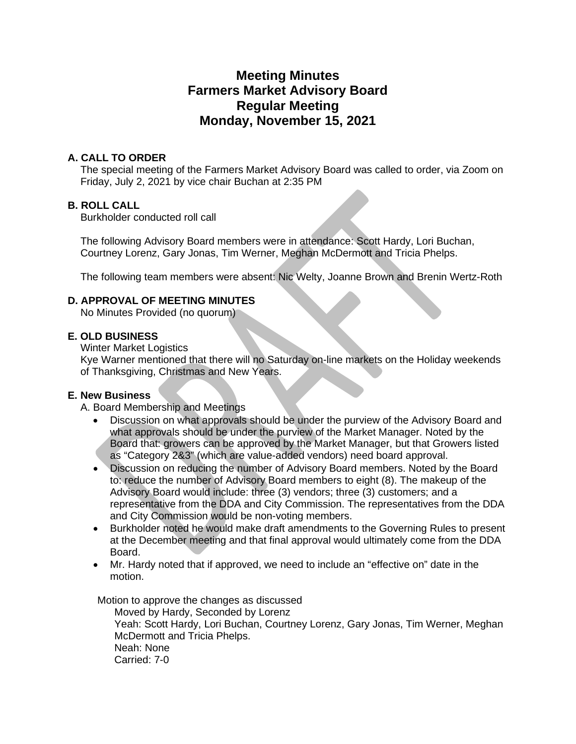# Meeting Minutes
# Farmers Market Advisory Board
# Regular Meeting
# Monday, November 15, 2021

### A. CALL TO ORDER

The special meeting of the Farmers Market Advisory Board was called to order, via Zoom on Friday, July 2, 2021 by vice chair Buchan at 2:35 PM

### B. ROLL CALL

Burkholder conducted roll call

The following Advisory Board members were in attendance: Scott Hardy, Lori Buchan, Courtney Lorenz, Gary Jonas, Tim Werner, Meghan McDermott and Tricia Phelps.

The following team members were absent: Nic Welty, Joanne Brown and Brenin Wertz-Roth

### D. APPROVAL OF MEETING MINUTES

No Minutes Provided (no quorum)

### E. OLD BUSINESS

Winter Market Logistics

Kye Warner mentioned that there will no Saturday on-line markets on the Holiday weekends of Thanksgiving, Christmas and New Years.

### E. New Business

A. Board Membership and Meetings

- Discussion on what approvals should be under the purview of the Advisory Board and what approvals should be under the purview of the Market Manager. Noted by the Board that: growers can be approved by the Market Manager, but that Growers listed as "Category 2&3" (which are value-added vendors) need board approval.
- Discussion on reducing the number of Advisory Board members. Noted by the Board to: reduce the number of Advisory Board members to eight (8). The makeup of the Advisory Board would include: three (3) vendors; three (3) customers; and a representative from the DDA and City Commission. The representatives from the DDA and City Commission would be non-voting members.
- Burkholder noted he would make draft amendments to the Governing Rules to present at the December meeting and that final approval would ultimately come from the DDA Board.
- Mr. Hardy noted that if approved, we need to include an "effective on" date in the motion.

Motion to approve the changes as discussed

Moved by Hardy, Seconded by Lorenz

Yeah: Scott Hardy, Lori Buchan, Courtney Lorenz, Gary Jonas, Tim Werner, Meghan McDermott and Tricia Phelps.

Neah: None

Carried: 7-0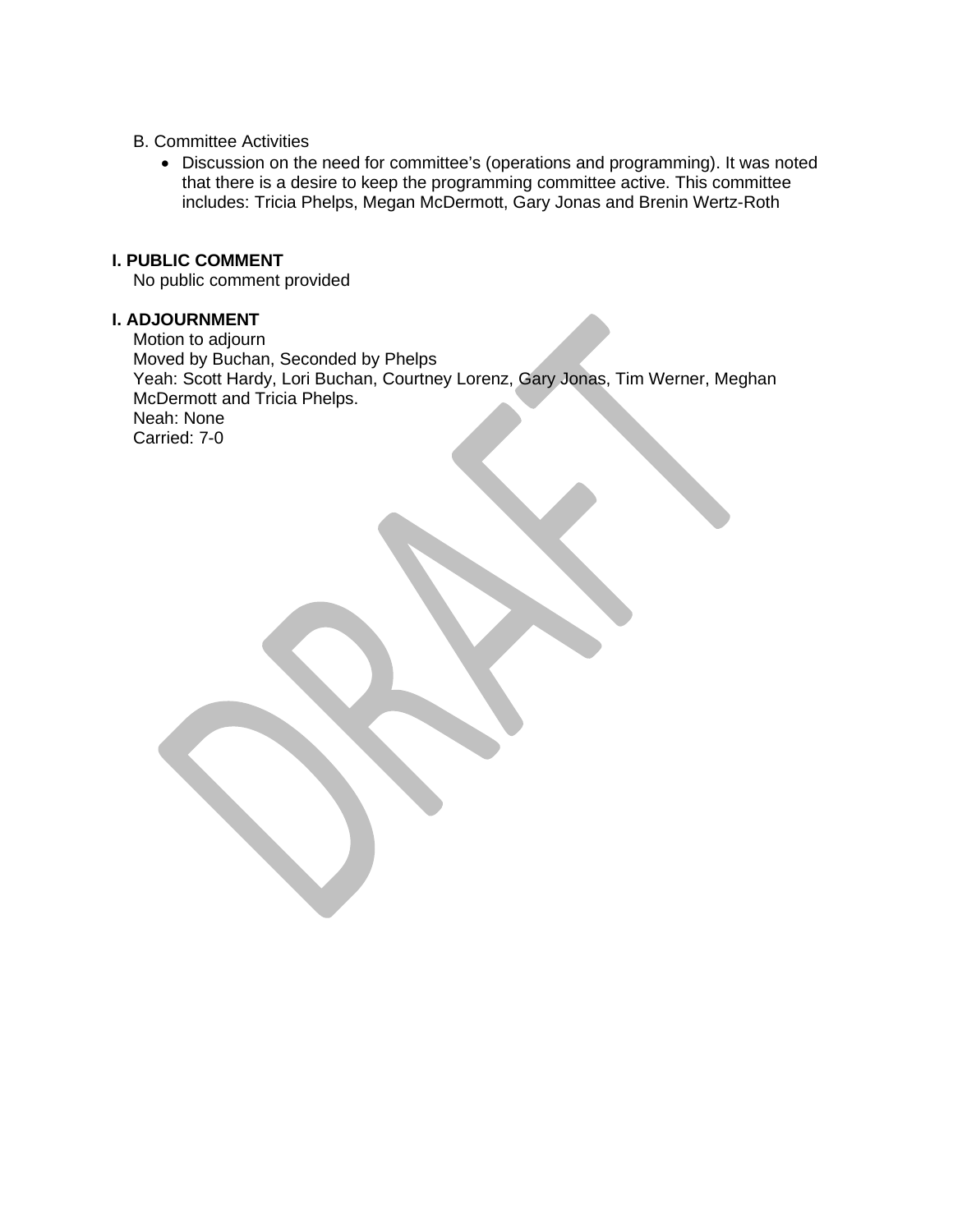B. Committee Activities

- Discussion on the need for committee's (operations and programming). It was noted that there is a desire to keep the programming committee active. This committee includes: Tricia Phelps, Megan McDermott, Gary Jonas and Brenin Wertz-Roth

**I. PUBLIC COMMENT**

No public comment provided

**I. ADJOURNMENT**

Motion to adjourn
Moved by Buchan, Seconded by Phelps
Yeah: Scott Hardy, Lori Buchan, Courtney Lorenz, Gary Jonas, Tim Werner, Meghan McDermott and Tricia Phelps.
Neah: None
Carried: 7-0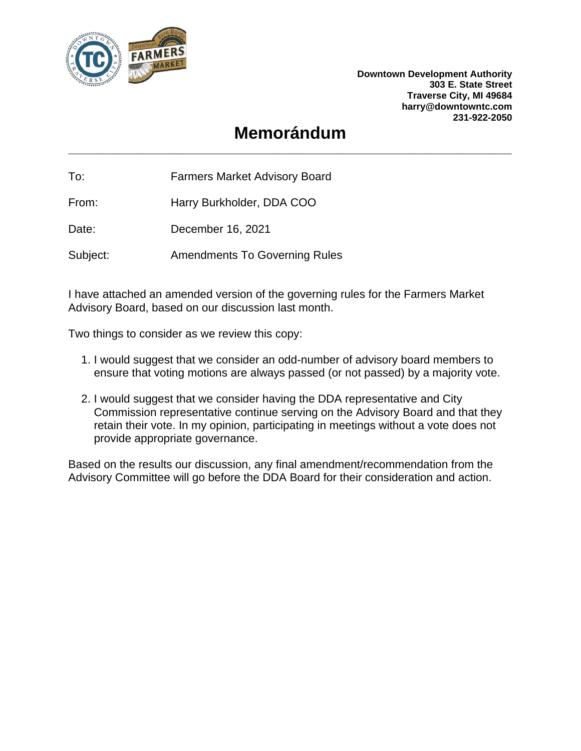Downtown Development Authority
303 E. State Street
Traverse City, MI 49684
harry@downtowntc.com
231-922-2050

# Memorándum

---

To: Farmers Market Advisory Board

From: Harry Burkholder, DDA COO

Date: December 16, 2021

Subject: Amendments To Governing Rules

I have attached an amended version of the governing rules for the Farmers Market Advisory Board, based on our discussion last month.

Two things to consider as we review this copy:

1. I would suggest that we consider an odd-number of advisory board members to ensure that voting motions are always passed (or not passed) by a majority vote.

2. I would suggest that we consider having the DDA representative and City Commission representative continue serving on the Advisory Board and that they retain their vote. In my opinion, participating in meetings without a vote does not provide appropriate governance.

Based on the results our discussion, any final amendment/recommendation from the Advisory Committee will go before the DDA Board for their consideration and action.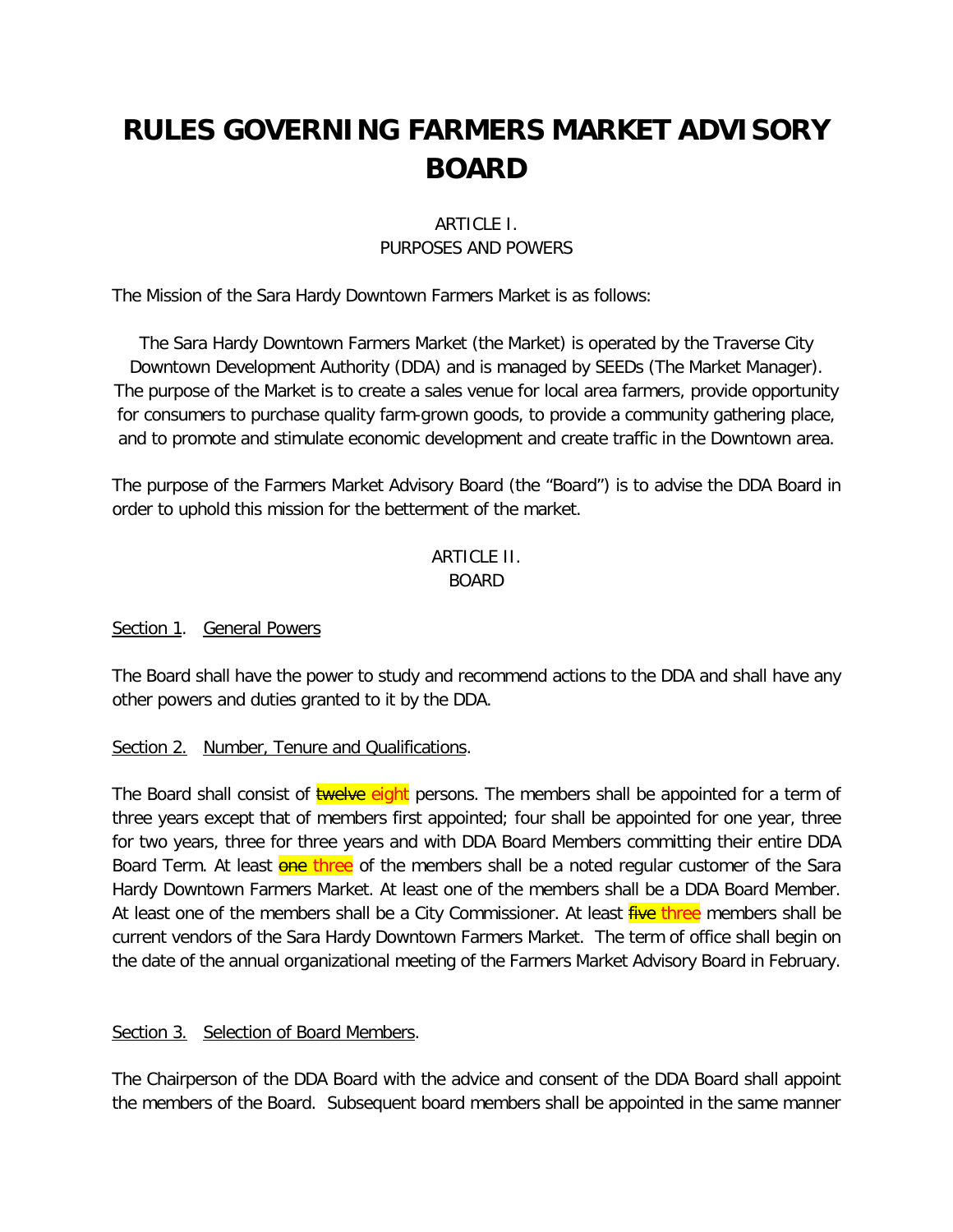# RULES GOVERNING FARMERS MARKET ADVISORY BOARD

ARTICLE I.
PURPOSES AND POWERS

The Mission of the Sara Hardy Downtown Farmers Market is as follows:

The Sara Hardy Downtown Farmers Market (the Market) is operated by the Traverse City Downtown Development Authority (DDA) and is managed by SEEDs (The Market Manager). The purpose of the Market is to create a sales venue for local area farmers, provide opportunity for consumers to purchase quality farm-grown goods, to provide a community gathering place, and to promote and stimulate economic development and create traffic in the Downtown area.

The purpose of the Farmers Market Advisory Board (the "Board") is to advise the DDA Board in order to uphold this mission for the betterment of the market.

ARTICLE II.
BOARD

Section 1. General Powers

The Board shall have the power to study and recommend actions to the DDA and shall have any other powers and duties granted to it by the DDA.

Section 2. Number, Tenure and Qualifications.

The Board shall consist of ~~twelve~~ eight persons. The members shall be appointed for a term of three years except that of members first appointed; four shall be appointed for one year, three for two years, three for three years and with DDA Board Members committing their entire DDA Board Term. At least ~~one~~ three of the members shall be a noted regular customer of the Sara Hardy Downtown Farmers Market. At least one of the members shall be a DDA Board Member. At least one of the members shall be a City Commissioner. At least ~~five~~ three members shall be current vendors of the Sara Hardy Downtown Farmers Market. The term of office shall begin on the date of the annual organizational meeting of the Farmers Market Advisory Board in February.

Section 3. Selection of Board Members.

The Chairperson of the DDA Board with the advice and consent of the DDA Board shall appoint the members of the Board. Subsequent board members shall be appointed in the same manner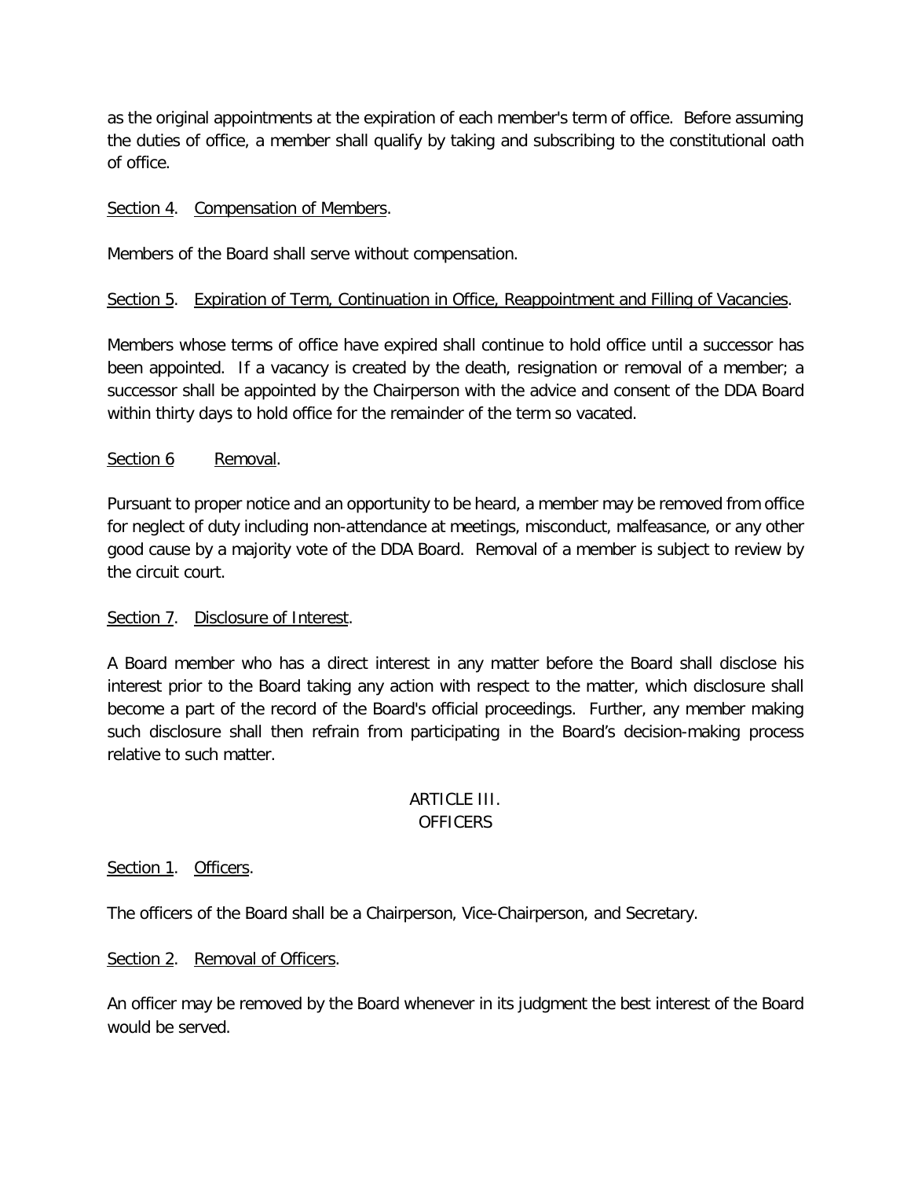as the original appointments at the expiration of each member's term of office. Before assuming the duties of office, a member shall qualify by taking and subscribing to the constitutional oath of office.

Section 4. Compensation of Members.

Members of the Board shall serve without compensation.

Section 5. Expiration of Term, Continuation in Office, Reappointment and Filling of Vacancies.

Members whose terms of office have expired shall continue to hold office until a successor has been appointed. If a vacancy is created by the death, resignation or removal of a member; a successor shall be appointed by the Chairperson with the advice and consent of the DDA Board within thirty days to hold office for the remainder of the term so vacated.

Section 6 Removal.

Pursuant to proper notice and an opportunity to be heard, a member may be removed from office for neglect of duty including non-attendance at meetings, misconduct, malfeasance, or any other good cause by a majority vote of the DDA Board. Removal of a member is subject to review by the circuit court.

Section 7. Disclosure of Interest.

A Board member who has a direct interest in any matter before the Board shall disclose his interest prior to the Board taking any action with respect to the matter, which disclosure shall become a part of the record of the Board's official proceedings. Further, any member making such disclosure shall then refrain from participating in the Board's decision-making process relative to such matter.

## ARTICLE III.
## OFFICERS

Section 1. Officers.

The officers of the Board shall be a Chairperson, Vice-Chairperson, and Secretary.

Section 2. Removal of Officers.

An officer may be removed by the Board whenever in its judgment the best interest of the Board would be served.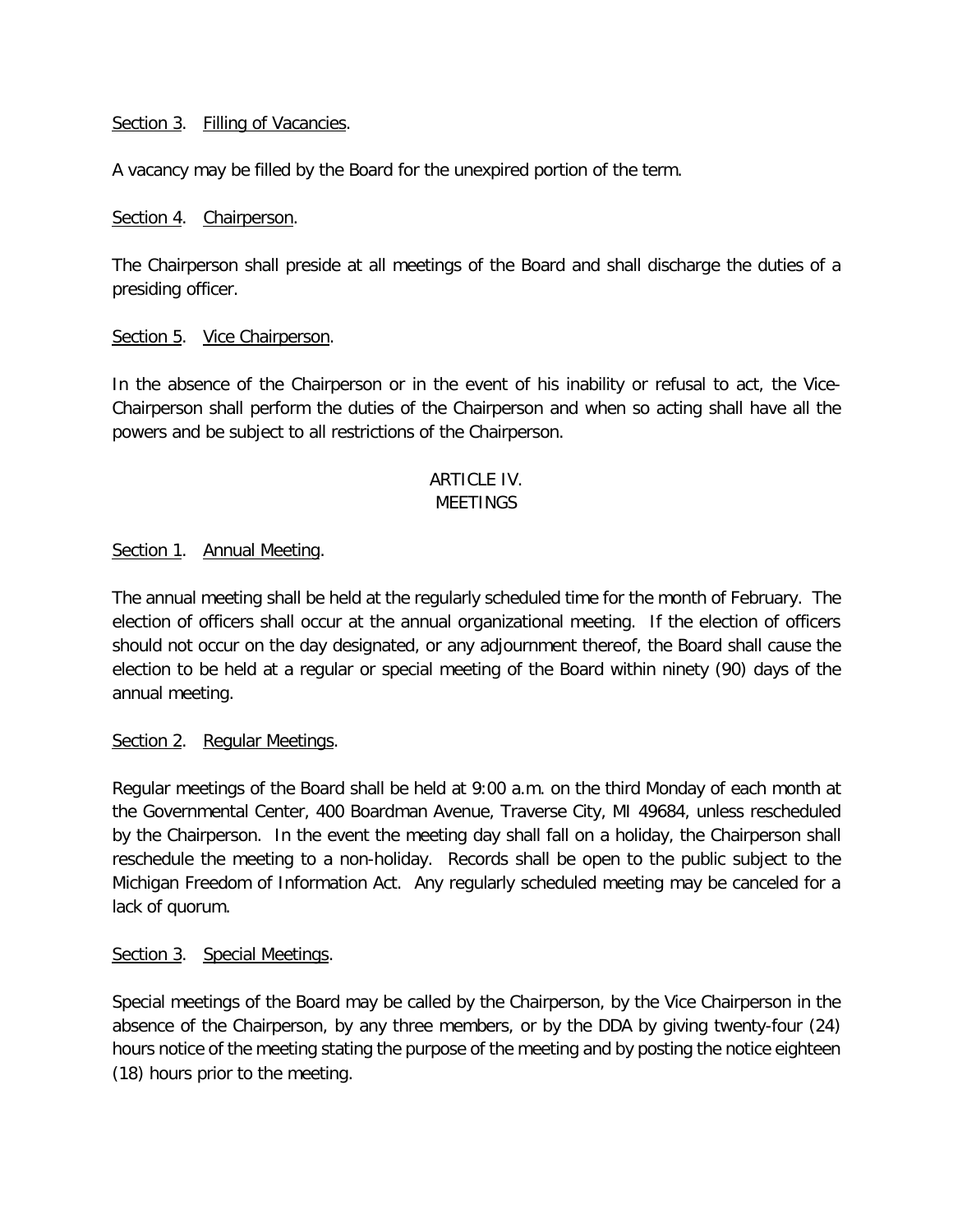<u>Section 3</u>. <u>Filling of Vacancies</u>.

A vacancy may be filled by the Board for the unexpired portion of the term.

<u>Section 4</u>. <u>Chairperson</u>.

The Chairperson shall preside at all meetings of the Board and shall discharge the duties of a presiding officer.

<u>Section 5</u>. <u>Vice Chairperson</u>.

In the absence of the Chairperson or in the event of his inability or refusal to act, the Vice-Chairperson shall perform the duties of the Chairperson and when so acting shall have all the powers and be subject to all restrictions of the Chairperson.

## ARTICLE IV.
## MEETINGS

<u>Section 1</u>. <u>Annual Meeting</u>.

The annual meeting shall be held at the regularly scheduled time for the month of February. The election of officers shall occur at the annual organizational meeting. If the election of officers should not occur on the day designated, or any adjournment thereof, the Board shall cause the election to be held at a regular or special meeting of the Board within ninety (90) days of the annual meeting.

<u>Section 2</u>. <u>Regular Meetings</u>.

Regular meetings of the Board shall be held at 9:00 a.m. on the third Monday of each month at the Governmental Center, 400 Boardman Avenue, Traverse City, MI 49684, unless rescheduled by the Chairperson. In the event the meeting day shall fall on a holiday, the Chairperson shall reschedule the meeting to a non-holiday. Records shall be open to the public subject to the Michigan Freedom of Information Act. Any regularly scheduled meeting may be canceled for a lack of quorum.

<u>Section 3</u>. <u>Special Meetings</u>.

Special meetings of the Board may be called by the Chairperson, by the Vice Chairperson in the absence of the Chairperson, by any three members, or by the DDA by giving twenty-four (24) hours notice of the meeting stating the purpose of the meeting and by posting the notice eighteen (18) hours prior to the meeting.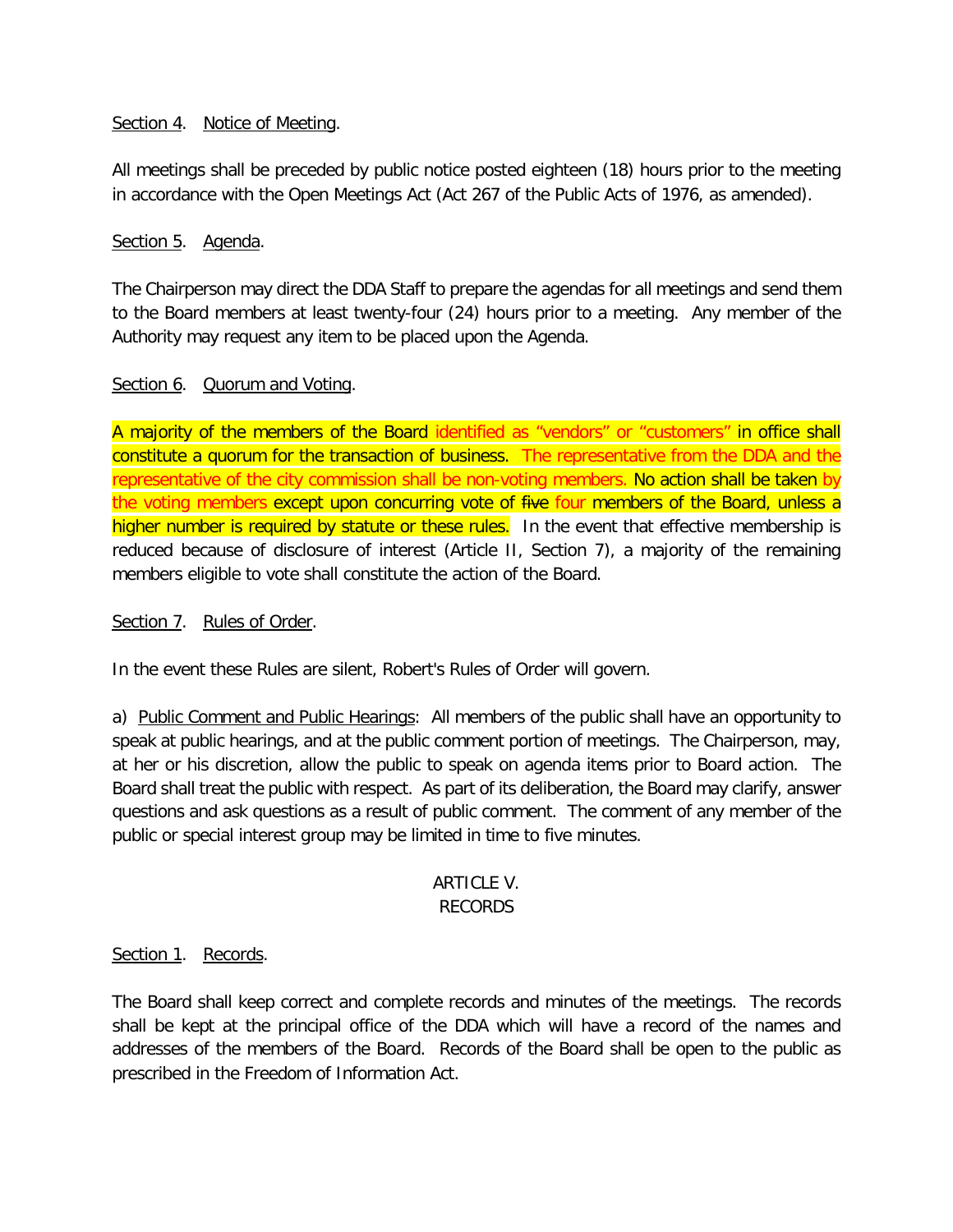Section 4. Notice of Meeting.

All meetings shall be preceded by public notice posted eighteen (18) hours prior to the meeting in accordance with the Open Meetings Act (Act 267 of the Public Acts of 1976, as amended).

Section 5. Agenda.

The Chairperson may direct the DDA Staff to prepare the agendas for all meetings and send them to the Board members at least twenty-four (24) hours prior to a meeting. Any member of the Authority may request any item to be placed upon the Agenda.

Section 6. Quorum and Voting.

A majority of the members of the Board identified as "vendors" or "customers" in office shall constitute a quorum for the transaction of business. The representative from the DDA and the representative of the city commission shall be non-voting members. No action shall be taken by the voting members except upon concurring vote of ~~five~~ four members of the Board, unless a higher number is required by statute or these rules. In the event that effective membership is reduced because of disclosure of interest (Article II, Section 7), a majority of the remaining members eligible to vote shall constitute the action of the Board.

Section 7. Rules of Order.

In the event these Rules are silent, Robert's Rules of Order will govern.

a) Public Comment and Public Hearings: All members of the public shall have an opportunity to speak at public hearings, and at the public comment portion of meetings. The Chairperson, may, at her or his discretion, allow the public to speak on agenda items prior to Board action. The Board shall treat the public with respect. As part of its deliberation, the Board may clarify, answer questions and ask questions as a result of public comment. The comment of any member of the public or special interest group may be limited in time to five minutes.

## ARTICLE V.
## RECORDS

Section 1. Records.

The Board shall keep correct and complete records and minutes of the meetings. The records shall be kept at the principal office of the DDA which will have a record of the names and addresses of the members of the Board. Records of the Board shall be open to the public as prescribed in the Freedom of Information Act.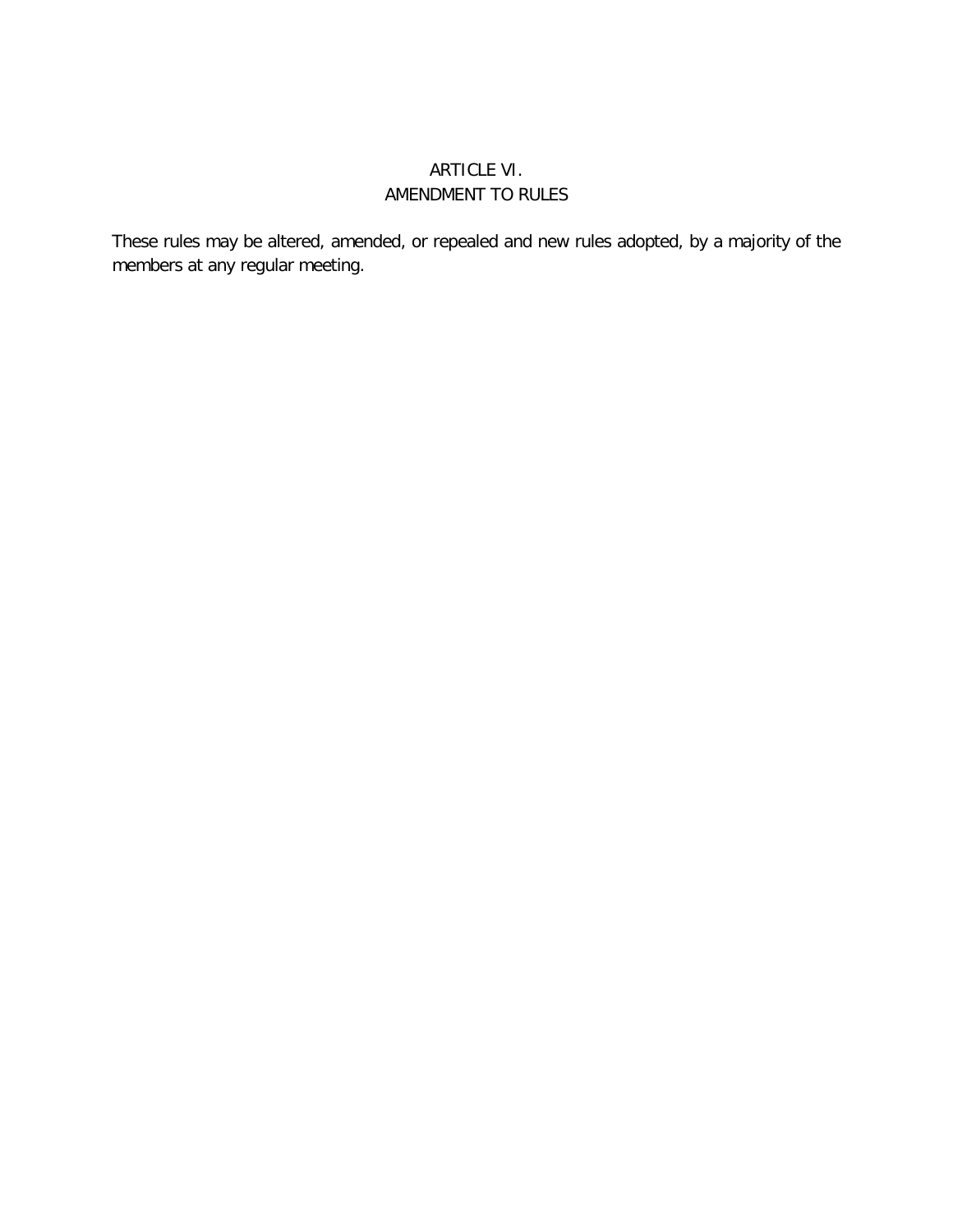## ARTICLE VI.
## AMENDMENT TO RULES

These rules may be altered, amended, or repealed and new rules adopted, by a majority of the members at any regular meeting.